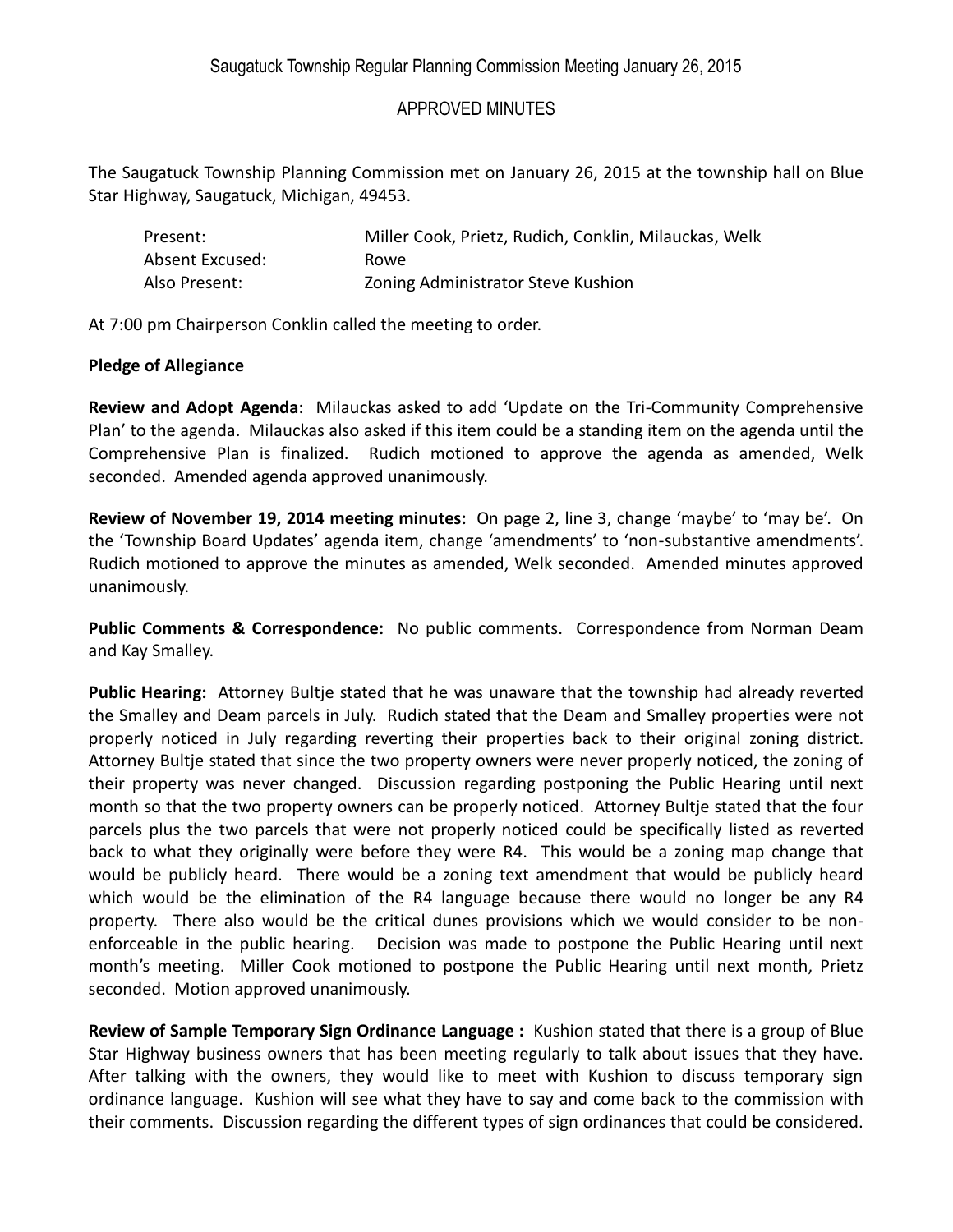Saugatuck Township Regular Planning Commission Meeting January 26, 2015

APPROVED MINUTES

The Saugatuck Township Planning Commission met on January 26, 2015 at the township hall on Blue Star Highway, Saugatuck, Michigan, 49453.

| | |
|---|---|
| Present: | Miller Cook, Prietz, Rudich, Conklin, Milauckas, Welk |
| Absent Excused: | Rowe |
| Also Present: | Zoning Administrator Steve Kushion |

At 7:00 pm Chairperson Conklin called the meeting to order.

**Pledge of Allegiance**

**Review and Adopt Agenda**: Milauckas asked to add 'Update on the Tri-Community Comprehensive Plan' to the agenda. Milauckas also asked if this item could be a standing item on the agenda until the Comprehensive Plan is finalized. Rudich motioned to approve the agenda as amended, Welk seconded. Amended agenda approved unanimously.

**Review of November 19, 2014 meeting minutes:** On page 2, line 3, change 'maybe' to 'may be'. On the 'Township Board Updates' agenda item, change 'amendments' to 'non-substantive amendments'. Rudich motioned to approve the minutes as amended, Welk seconded. Amended minutes approved unanimously.

**Public Comments & Correspondence:** No public comments. Correspondence from Norman Deam and Kay Smalley.

**Public Hearing:** Attorney Bultje stated that he was unaware that the township had already reverted the Smalley and Deam parcels in July. Rudich stated that the Deam and Smalley properties were not properly noticed in July regarding reverting their properties back to their original zoning district. Attorney Bultje stated that since the two property owners were never properly noticed, the zoning of their property was never changed. Discussion regarding postponing the Public Hearing until next month so that the two property owners can be properly noticed. Attorney Bultje stated that the four parcels plus the two parcels that were not properly noticed could be specifically listed as reverted back to what they originally were before they were R4. This would be a zoning map change that would be publicly heard. There would be a zoning text amendment that would be publicly heard which would be the elimination of the R4 language because there would no longer be any R4 property. There also would be the critical dunes provisions which we would consider to be non-enforceable in the public hearing. Decision was made to postpone the Public Hearing until next month's meeting. Miller Cook motioned to postpone the Public Hearing until next month, Prietz seconded. Motion approved unanimously.

**Review of Sample Temporary Sign Ordinance Language :** Kushion stated that there is a group of Blue Star Highway business owners that has been meeting regularly to talk about issues that they have. After talking with the owners, they would like to meet with Kushion to discuss temporary sign ordinance language. Kushion will see what they have to say and come back to the commission with their comments. Discussion regarding the different types of sign ordinances that could be considered.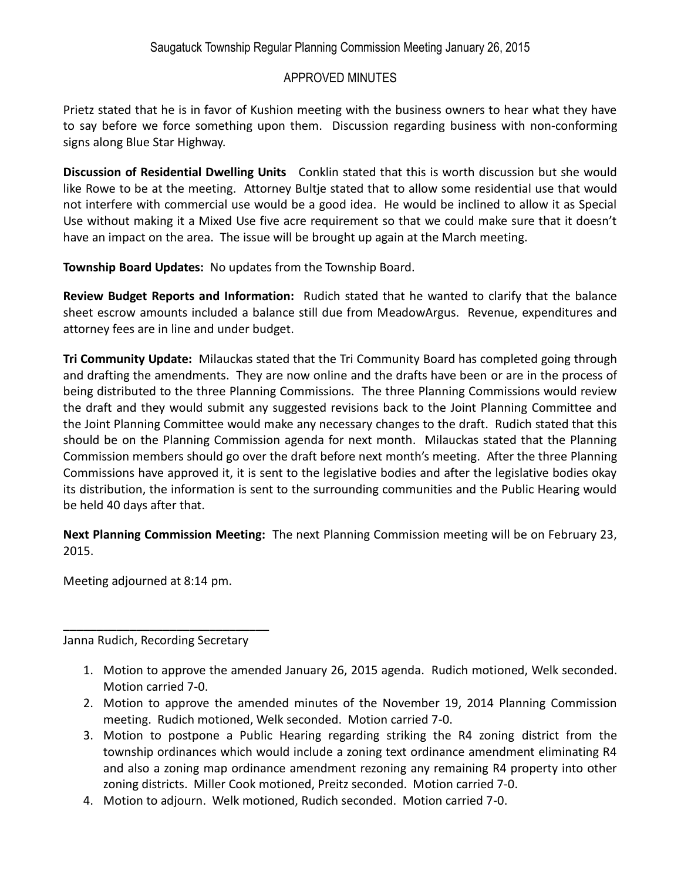Prietz stated that he is in favor of Kushion meeting with the business owners to hear what they have to say before we force something upon them. Discussion regarding business with non-conforming signs along Blue Star Highway.

**Discussion of Residential Dwelling Units** Conklin stated that this is worth discussion but she would like Rowe to be at the meeting. Attorney Bultje stated that to allow some residential use that would not interfere with commercial use would be a good idea. He would be inclined to allow it as Special Use without making it a Mixed Use five acre requirement so that we could make sure that it doesn't have an impact on the area. The issue will be brought up again at the March meeting.

**Township Board Updates:** No updates from the Township Board.

**Review Budget Reports and Information:** Rudich stated that he wanted to clarify that the balance sheet escrow amounts included a balance still due from MeadowArgus. Revenue, expenditures and attorney fees are in line and under budget.

**Tri Community Update:** Milauckas stated that the Tri Community Board has completed going through and drafting the amendments. They are now online and the drafts have been or are in the process of being distributed to the three Planning Commissions. The three Planning Commissions would review the draft and they would submit any suggested revisions back to the Joint Planning Committee and the Joint Planning Committee would make any necessary changes to the draft. Rudich stated that this should be on the Planning Commission agenda for next month. Milauckas stated that the Planning Commission members should go over the draft before next month's meeting. After the three Planning Commissions have approved it, it is sent to the legislative bodies and after the legislative bodies okay its distribution, the information is sent to the surrounding communities and the Public Hearing would be held 40 days after that.

**Next Planning Commission Meeting:** The next Planning Commission meeting will be on February 23, 2015.

Meeting adjourned at 8:14 pm.

_______________________________
Janna Rudich, Recording Secretary

1. Motion to approve the amended January 26, 2015 agenda. Rudich motioned, Welk seconded. Motion carried 7-0.
2. Motion to approve the amended minutes of the November 19, 2014 Planning Commission meeting. Rudich motioned, Welk seconded. Motion carried 7-0.
3. Motion to postpone a Public Hearing regarding striking the R4 zoning district from the township ordinances which would include a zoning text ordinance amendment eliminating R4 and also a zoning map ordinance amendment rezoning any remaining R4 property into other zoning districts. Miller Cook motioned, Preitz seconded. Motion carried 7-0.
4. Motion to adjourn. Welk motioned, Rudich seconded. Motion carried 7-0.